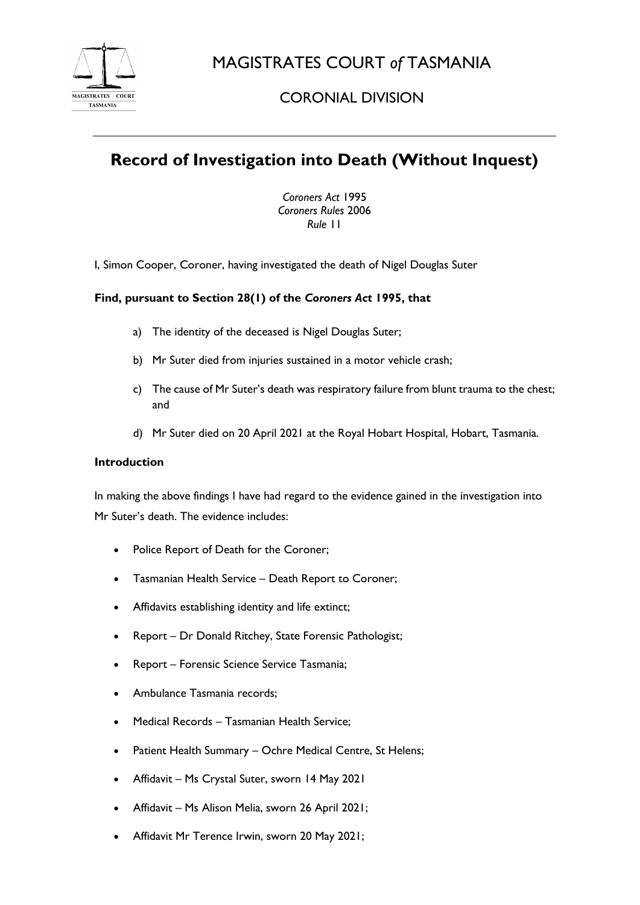# MAGISTRATES COURT *of* TASMANIA

## CORONIAL DIVISION

# Record of Investigation into Death (Without Inquest)

*Coroners Act* 1995
*Coroners Rules* 2006
*Rule* 11

I, Simon Cooper, Coroner, having investigated the death of Nigel Douglas Suter

**Find, pursuant to Section 28(1) of the *Coroners Act* 1995, that**

a) The identity of the deceased is Nigel Douglas Suter;

b) Mr Suter died from injuries sustained in a motor vehicle crash;

c) The cause of Mr Suter's death was respiratory failure from blunt trauma to the chest; and

d) Mr Suter died on 20 April 2021 at the Royal Hobart Hospital, Hobart, Tasmania.

**Introduction**

In making the above findings I have had regard to the evidence gained in the investigation into Mr Suter's death. The evidence includes:

- Police Report of Death for the Coroner;
- Tasmanian Health Service – Death Report to Coroner;
- Affidavits establishing identity and life extinct;
- Report – Dr Donald Ritchey, State Forensic Pathologist;
- Report – Forensic Science Service Tasmania;
- Ambulance Tasmania records;
- Medical Records – Tasmanian Health Service;
- Patient Health Summary – Ochre Medical Centre, St Helens;
- Affidavit – Ms Crystal Suter, sworn 14 May 2021
- Affidavit – Ms Alison Melia, sworn 26 April 2021;
- Affidavit Mr Terence Irwin, sworn 20 May 2021;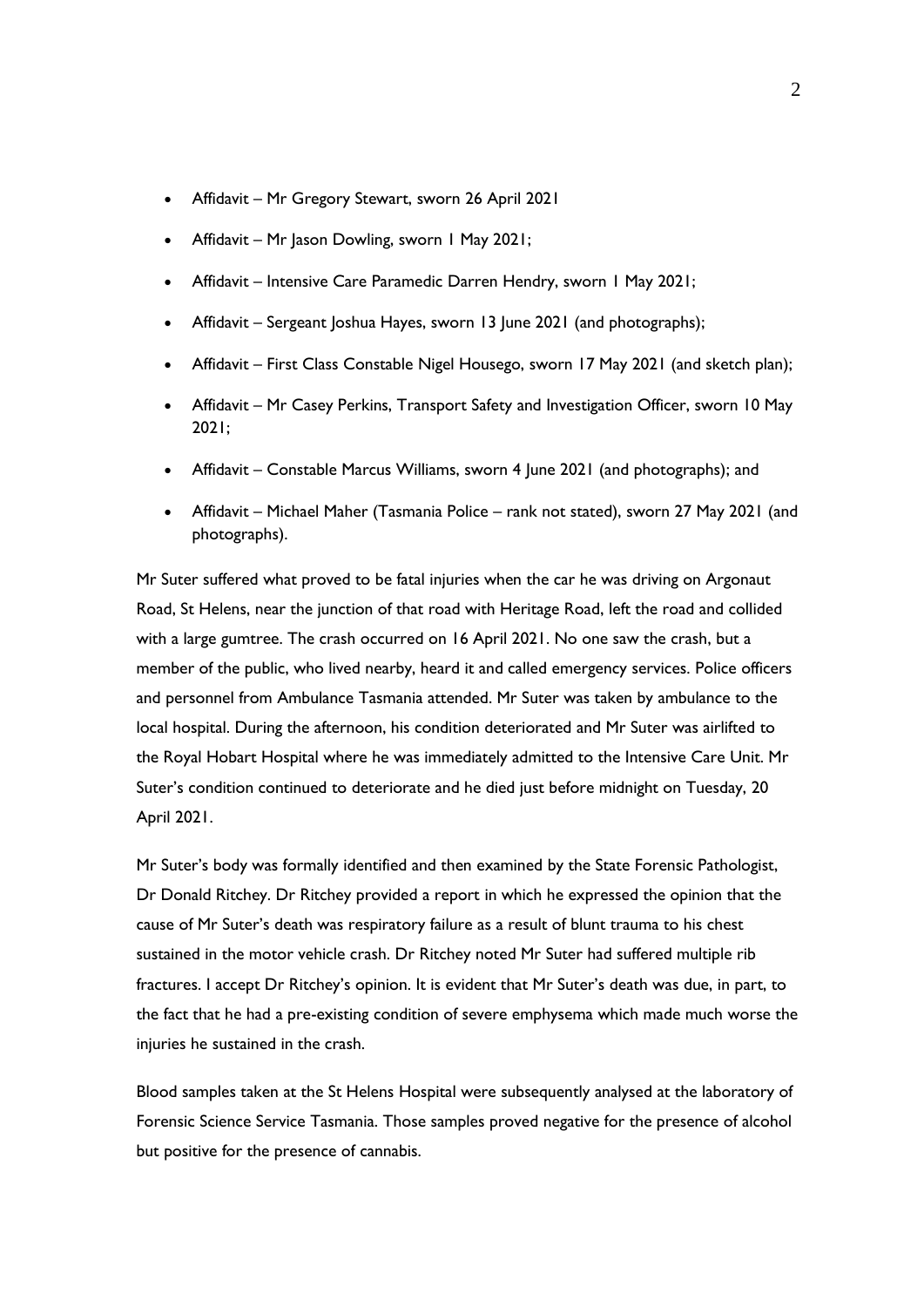- Affidavit – Mr Gregory Stewart, sworn 26 April 2021
- Affidavit – Mr Jason Dowling, sworn 1 May 2021;
- Affidavit – Intensive Care Paramedic Darren Hendry, sworn 1 May 2021;
- Affidavit – Sergeant Joshua Hayes, sworn 13 June 2021 (and photographs);
- Affidavit – First Class Constable Nigel Housego, sworn 17 May 2021 (and sketch plan);
- Affidavit – Mr Casey Perkins, Transport Safety and Investigation Officer, sworn 10 May 2021;
- Affidavit – Constable Marcus Williams, sworn 4 June 2021 (and photographs); and
- Affidavit – Michael Maher (Tasmania Police – rank not stated), sworn 27 May 2021 (and photographs).

Mr Suter suffered what proved to be fatal injuries when the car he was driving on Argonaut Road, St Helens, near the junction of that road with Heritage Road, left the road and collided with a large gumtree. The crash occurred on 16 April 2021. No one saw the crash, but a member of the public, who lived nearby, heard it and called emergency services. Police officers and personnel from Ambulance Tasmania attended. Mr Suter was taken by ambulance to the local hospital. During the afternoon, his condition deteriorated and Mr Suter was airlifted to the Royal Hobart Hospital where he was immediately admitted to the Intensive Care Unit. Mr Suter's condition continued to deteriorate and he died just before midnight on Tuesday, 20 April 2021.

Mr Suter's body was formally identified and then examined by the State Forensic Pathologist, Dr Donald Ritchey. Dr Ritchey provided a report in which he expressed the opinion that the cause of Mr Suter's death was respiratory failure as a result of blunt trauma to his chest sustained in the motor vehicle crash. Dr Ritchey noted Mr Suter had suffered multiple rib fractures. I accept Dr Ritchey's opinion. It is evident that Mr Suter's death was due, in part, to the fact that he had a pre-existing condition of severe emphysema which made much worse the injuries he sustained in the crash.

Blood samples taken at the St Helens Hospital were subsequently analysed at the laboratory of Forensic Science Service Tasmania. Those samples proved negative for the presence of alcohol but positive for the presence of cannabis.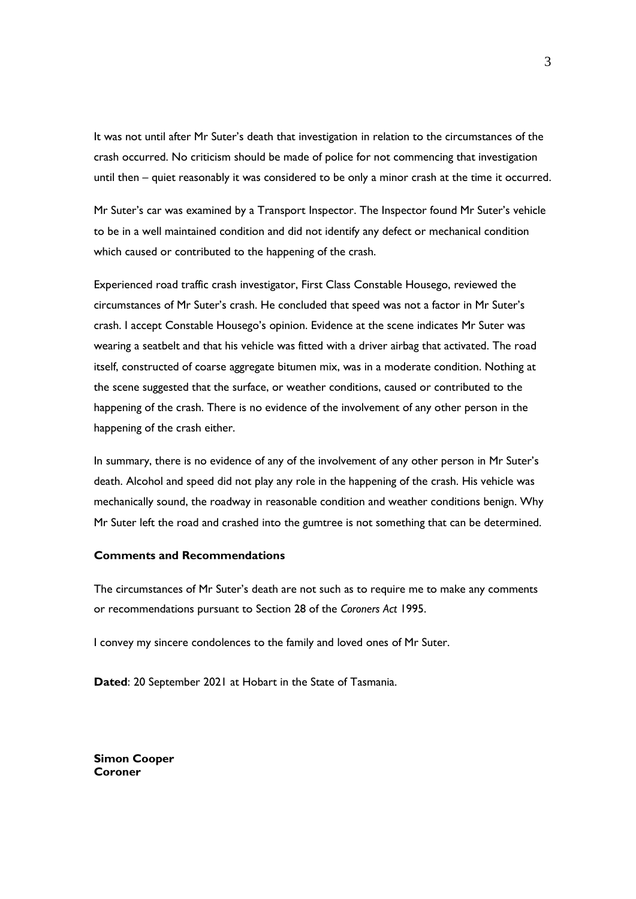It was not until after Mr Suter's death that investigation in relation to the circumstances of the crash occurred. No criticism should be made of police for not commencing that investigation until then – quiet reasonably it was considered to be only a minor crash at the time it occurred.

Mr Suter's car was examined by a Transport Inspector. The Inspector found Mr Suter's vehicle to be in a well maintained condition and did not identify any defect or mechanical condition which caused or contributed to the happening of the crash.

Experienced road traffic crash investigator, First Class Constable Housego, reviewed the circumstances of Mr Suter's crash. He concluded that speed was not a factor in Mr Suter's crash. I accept Constable Housego's opinion. Evidence at the scene indicates Mr Suter was wearing a seatbelt and that his vehicle was fitted with a driver airbag that activated. The road itself, constructed of coarse aggregate bitumen mix, was in a moderate condition. Nothing at the scene suggested that the surface, or weather conditions, caused or contributed to the happening of the crash. There is no evidence of the involvement of any other person in the happening of the crash either.

In summary, there is no evidence of any of the involvement of any other person in Mr Suter's death. Alcohol and speed did not play any role in the happening of the crash. His vehicle was mechanically sound, the roadway in reasonable condition and weather conditions benign. Why Mr Suter left the road and crashed into the gumtree is not something that can be determined.

**Comments and Recommendations**

The circumstances of Mr Suter's death are not such as to require me to make any comments or recommendations pursuant to Section 28 of the *Coroners Act* 1995.

I convey my sincere condolences to the family and loved ones of Mr Suter.

**Dated**: 20 September 2021 at Hobart in the State of Tasmania.

**Simon Cooper**
**Coroner**